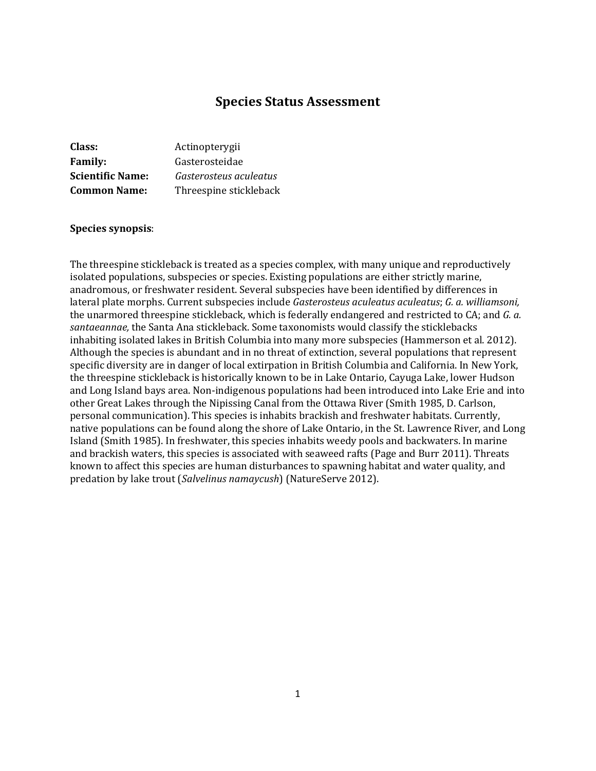# Species Status Assessment

**Class:** Actinopterygii
**Family:** Gasterosteidae
**Scientific Name:** *Gasterosteus aculeatus*
**Common Name:** Threespine stickleback

**Species synopsis**:

The threespine stickleback is treated as a species complex, with many unique and reproductively isolated populations, subspecies or species. Existing populations are either strictly marine, anadromous, or freshwater resident. Several subspecies have been identified by differences in lateral plate morphs. Current subspecies include *Gasterosteus aculeatus aculeatus*; *G. a. williamsoni,* the unarmored threespine stickleback, which is federally endangered and restricted to CA; and *G. a. santaeannae,* the Santa Ana stickleback. Some taxonomists would classify the sticklebacks inhabiting isolated lakes in British Columbia into many more subspecies (Hammerson et al. 2012). Although the species is abundant and in no threat of extinction, several populations that represent specific diversity are in danger of local extirpation in British Columbia and California. In New York, the threespine stickleback is historically known to be in Lake Ontario, Cayuga Lake, lower Hudson and Long Island bays area. Non-indigenous populations had been introduced into Lake Erie and into other Great Lakes through the Nipissing Canal from the Ottawa River (Smith 1985, D. Carlson, personal communication). This species is inhabits brackish and freshwater habitats. Currently, native populations can be found along the shore of Lake Ontario, in the St. Lawrence River, and Long Island (Smith 1985). In freshwater, this species inhabits weedy pools and backwaters. In marine and brackish waters, this species is associated with seaweed rafts (Page and Burr 2011). Threats known to affect this species are human disturbances to spawning habitat and water quality, and predation by lake trout (*Salvelinus namaycush*) (NatureServe 2012).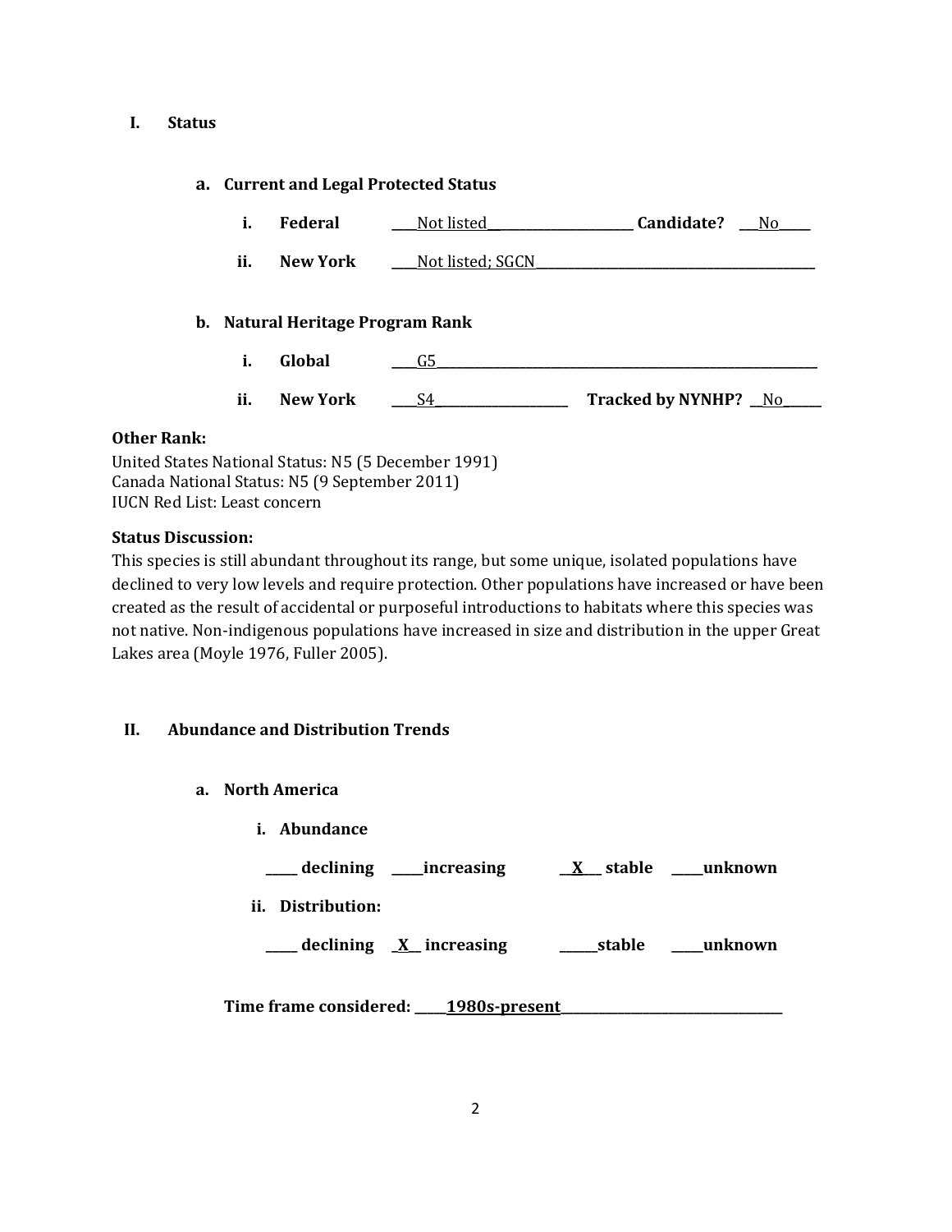## I. Status

### a. Current and Legal Protected Status

i. **Federal** ____Not listed______________________ **Candidate?** ___No_____

ii. **New York** ____Not listed; SGCN__________________________________________

### b. Natural Heritage Program Rank

i. **Global** ____G5____________________________________________________________

ii. **New York** ____S4____________________ **Tracked by NYNHP?** __No______

**Other Rank:**
United States National Status: N5 (5 December 1991)
Canada National Status: N5 (9 September 2011)
IUCN Red List: Least concern

**Status Discussion:**
This species is still abundant throughout its range, but some unique, isolated populations have declined to very low levels and require protection. Other populations have increased or have been created as the result of accidental or purposeful introductions to habitats where this species was not native. Non-indigenous populations have increased in size and distribution in the upper Great Lakes area (Moyle 1976, Fuller 2005).

## II. Abundance and Distribution Trends

### a. North America

i. **Abundance**

_____ declining _____increasing __X___ stable _____unknown

ii. **Distribution:**

_____ declining _X__ increasing ______stable _____unknown

**Time frame considered:** _____1980s-present__________________________________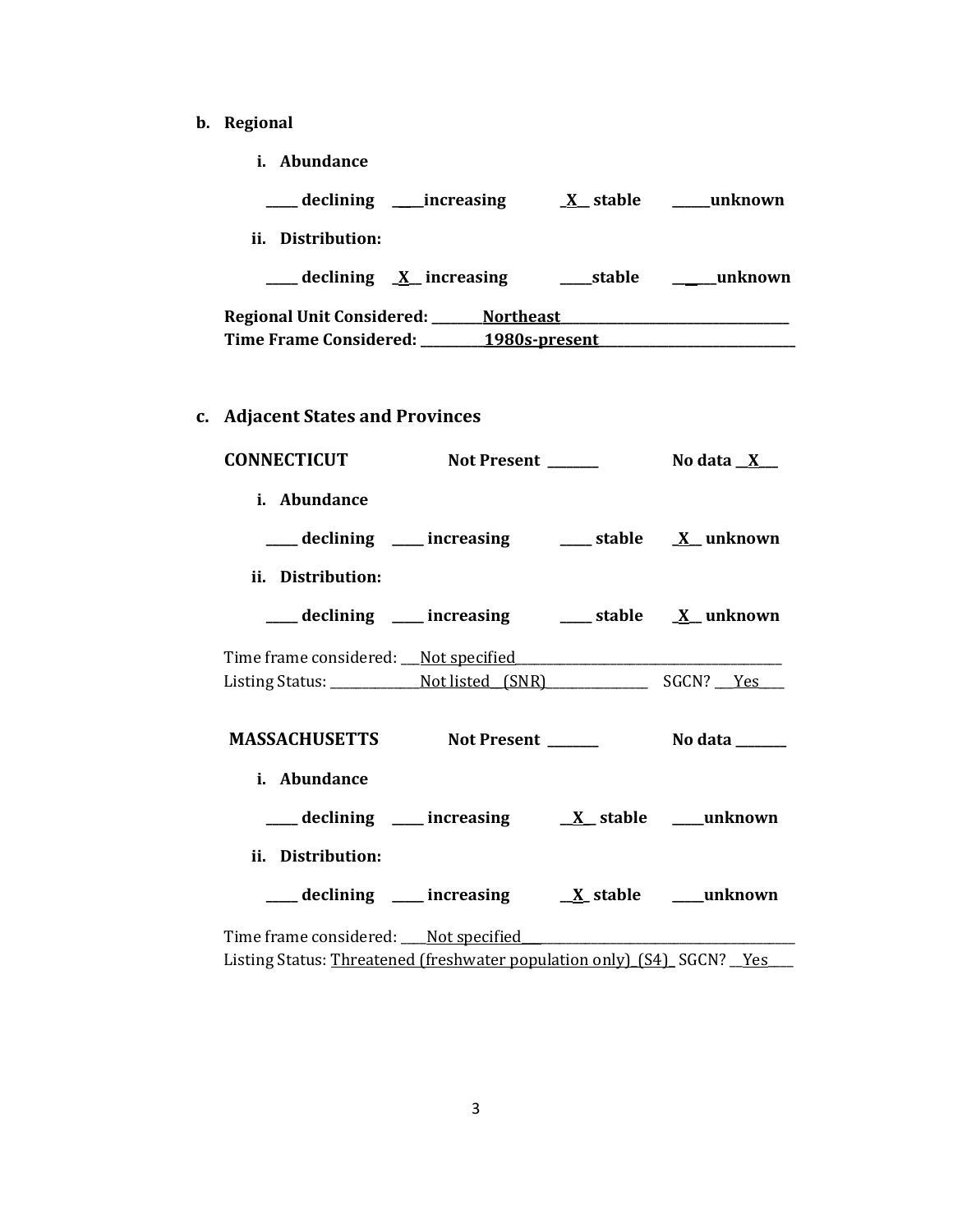**b. Regional**

**i. Abundance**

**_____ declining \_\_\_\_increasing \_X\_\_ stable \_\_\_\_\_\_unknown**

**ii. Distribution:**

**_____ declining \_X\_\_ increasing \_\_\_\_\_stable \_\_\_\_\_\_unknown**

**Regional Unit Considered: \_\_\_\_\_\_\_\_Northeast\_\_\_\_\_\_\_\_\_\_\_\_\_\_\_\_\_\_\_\_\_\_\_\_\_\_\_\_\_\_\_\_\_\_\_**
**Time Frame Considered: \_\_\_\_\_\_\_\_\_\_1980s-present\_\_\_\_\_\_\_\_\_\_\_\_\_\_\_\_\_\_\_\_\_\_\_\_\_\_\_\_\_\_\_**

**c. Adjacent States and Provinces**

**CONNECTICUT Not Present \_\_\_\_\_\_\_\_ No data \_\_X\_\_\_**

**i. Abundance**

**_____ declining \_\_\_\_\_ increasing \_\_\_\_\_ stable \_X\_\_ unknown**

**ii. Distribution:**

**_____ declining \_\_\_\_\_ increasing \_\_\_\_\_ stable \_X\_\_ unknown**

Time frame considered: \_\_\_Not specified\_\_\_\_\_\_\_\_\_\_\_\_\_\_\_\_\_\_\_\_\_\_\_\_\_\_\_\_\_\_\_\_\_\_\_\_\_\_\_\_\_\_
Listing Status: \_\_\_\_\_\_\_\_\_\_\_\_\_\_Not listed (SNR)\_\_\_\_\_\_\_\_\_\_\_\_\_\_\_\_ SGCN? \_\_\_Yes\_\_\_\_

**MASSACHUSETTS Not Present \_\_\_\_\_\_\_\_ No data \_\_\_\_\_\_\_\_**

**i. Abundance**

**_____ declining \_\_\_\_\_ increasing \_\_X\_\_ stable \_\_\_\_\_unknown**

**ii. Distribution:**

**_____ declining \_\_\_\_\_ increasing \_\_X\_ stable \_\_\_\_\_unknown**

Time frame considered: \_\_\_\_Not specified\_\_\_\_\_\_\_\_\_\_\_\_\_\_\_\_\_\_\_\_\_\_\_\_\_\_\_\_\_\_\_\_\_\_\_\_\_\_\_\_\_\_\_
Listing Status: Threatened (freshwater population only) (S4) SGCN? \_\_Yes\_\_\_\_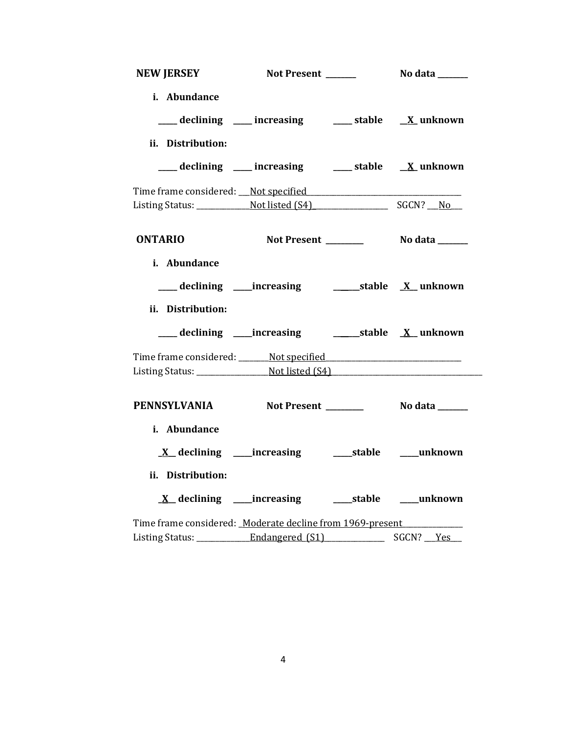**NEW JERSEY** **Not Present \_\_\_\_\_\_\_** **No data \_\_\_\_\_\_\_**

**i. Abundance**

**\_\_\_\_\_ declining \_\_\_\_\_ increasing \_\_\_\_\_ stable \_\_X\_ unknown**

**ii. Distribution:**

**\_\_\_\_\_ declining \_\_\_\_\_ increasing \_\_\_\_\_ stable \_\_X\_ unknown**

Time frame considered: \_\_\_Not specified\_\_\_\_\_\_\_\_\_\_\_\_\_\_\_\_\_\_\_\_\_\_\_\_\_\_\_\_\_\_\_\_\_\_\_\_\_\_\_\_
Listing Status: \_\_\_\_\_\_\_\_\_\_\_\_\_\_Not listed (S4)\_\_\_\_\_\_\_\_\_\_\_\_\_\_\_\_\_\_\_\_ SGCN? \_\_\_No\_\_\_

**ONTARIO** **Not Present \_\_\_\_\_\_\_\_\_** **No data \_\_\_\_\_\_\_**

**i. Abundance**

**\_\_\_\_\_ declining \_\_\_\_\_increasing \_\_\_\_\_\_stable \_X\_\_ unknown**

**ii. Distribution:**

**\_\_\_\_\_ declining \_\_\_\_\_increasing \_\_\_\_\_\_stable \_X\_\_ unknown**

Time frame considered: \_\_\_\_\_\_\_\_Not specified\_\_\_\_\_\_\_\_\_\_\_\_\_\_\_\_\_\_\_\_\_\_\_\_\_\_\_\_\_\_\_\_\_\_\_\_
Listing Status: \_\_\_\_\_\_\_\_\_\_\_\_\_\_\_\_\_\_\_Not listed (S4)\_\_\_\_\_\_\_\_\_\_\_\_\_\_\_\_\_\_\_\_\_\_\_\_\_\_\_\_\_\_\_\_\_\_\_\_\_\_\_\_\_

**PENNSYLVANIA** **Not Present \_\_\_\_\_\_\_\_\_** **No data \_\_\_\_\_\_\_**

**i. Abundance**

**\_X\_\_ declining \_\_\_\_\_increasing \_\_\_\_\_stable \_\_\_\_\_unknown**

**ii. Distribution:**

**\_X\_\_ declining \_\_\_\_\_increasing \_\_\_\_\_stable \_\_\_\_\_unknown**

Time frame considered: \_Moderate decline from 1969-present\_\_\_\_\_\_\_\_\_\_\_\_\_\_\_
Listing Status: \_\_\_\_\_\_\_\_\_\_\_\_\_\_Endangered (S1)\_\_\_\_\_\_\_\_\_\_\_\_\_\_\_\_ SGCN? \_\_\_Yes\_\_\_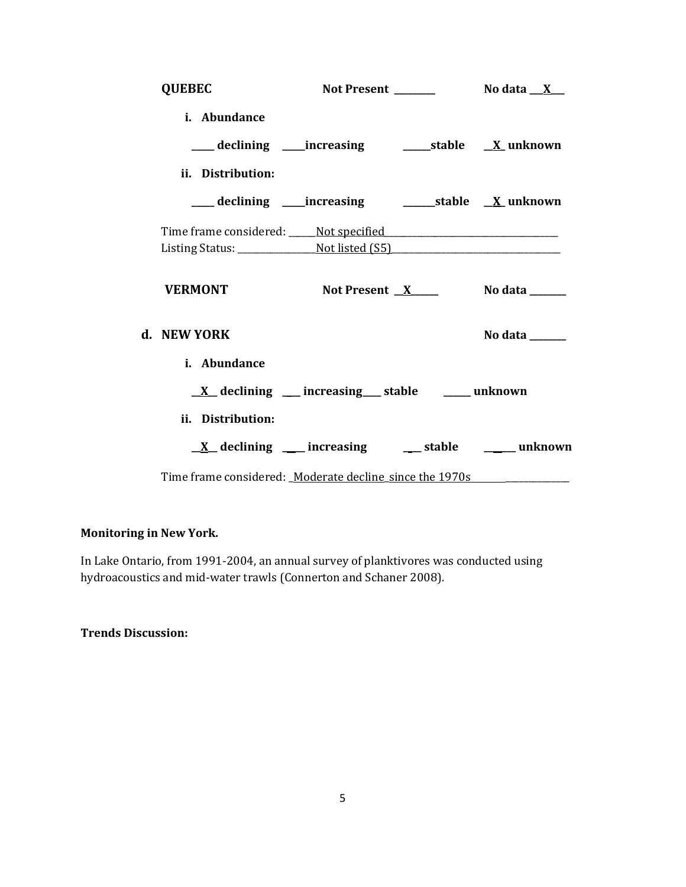**QUEBEC** Not Present ________ No data ___X___

i. **Abundance**

_____ declining _____increasing ______stable __X_ unknown

ii. **Distribution:**

_____ declining _____increasing _______stable __X_ unknown

Time frame considered: ______Not specified_____________________________________
Listing Status: ________________Not listed (S5)____________________________________

**VERMONT** Not Present __X______ No data ________

**d. NEW YORK** No data ________

i. **Abundance**

__X__ declining ____ increasing____ stable ______ unknown

ii. **Distribution:**

__X__ declining _____ increasing ____ stable ______ unknown

Time frame considered: _Moderate decline_since the 1970s______________________

**Monitoring in New York.**

In Lake Ontario, from 1991-2004, an annual survey of planktivores was conducted using hydroacoustics and mid-water trawls (Connerton and Schaner 2008).

**Trends Discussion:**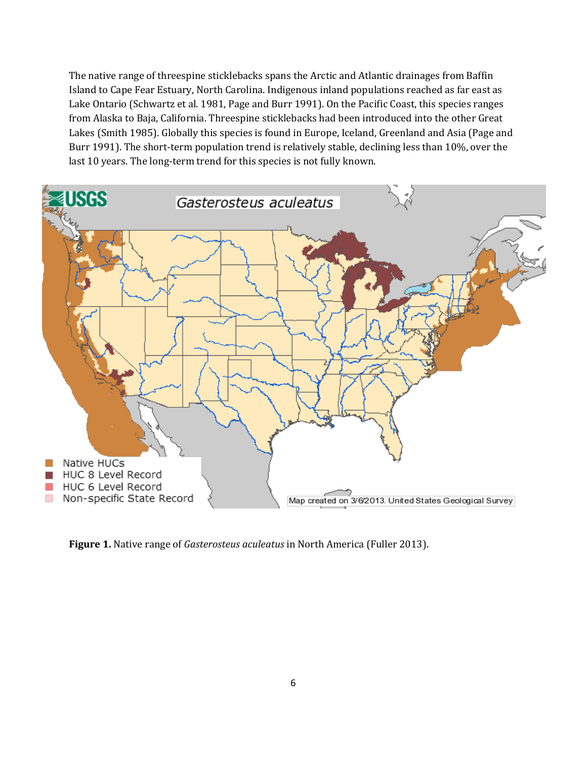The native range of threespine sticklebacks spans the Arctic and Atlantic drainages from Baffin Island to Cape Fear Estuary, North Carolina. Indigenous inland populations reached as far east as Lake Ontario (Schwartz et al. 1981, Page and Burr 1991). On the Pacific Coast, this species ranges from Alaska to Baja, California. Threespine sticklebacks had been introduced into the other Great Lakes (Smith 1985). Globally this species is found in Europe, Iceland, Greenland and Asia (Page and Burr 1991). The short-term population trend is relatively stable, declining less than 10%, over the last 10 years. The long-term trend for this species is not fully known.

**Figure 1.** Native range of *Gasterosteus aculeatus* in North America (Fuller 2013).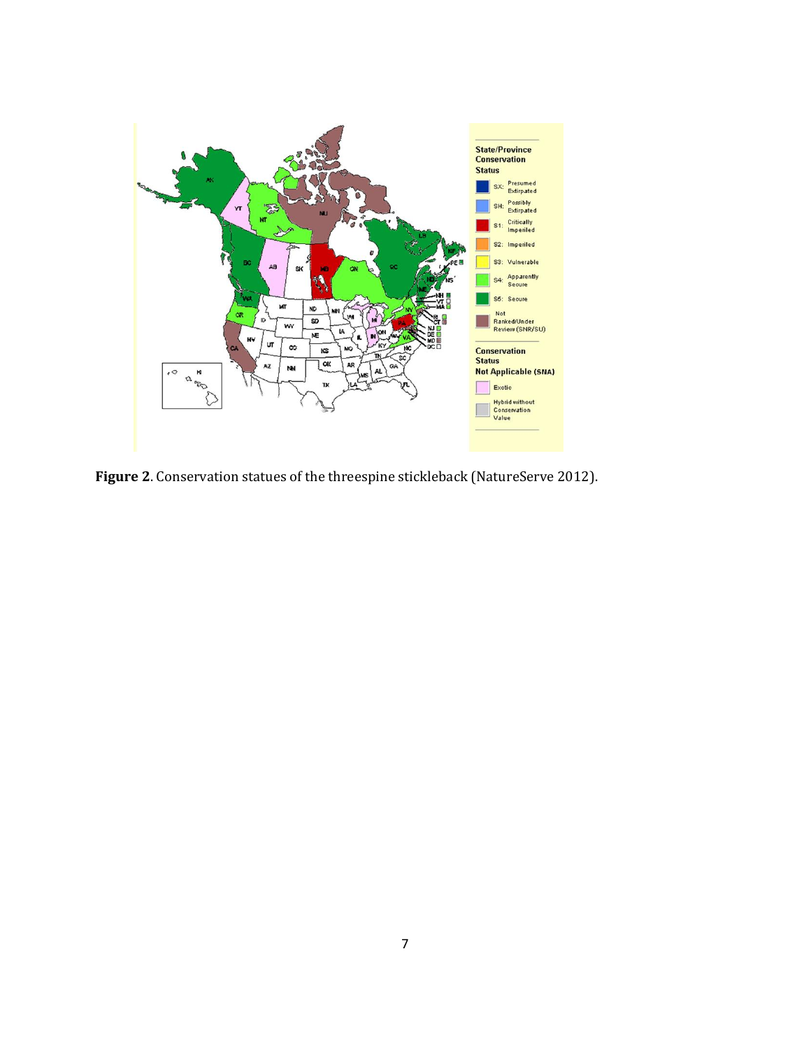**Figure 2**. Conservation statues of the threespine stickleback (NatureServe 2012).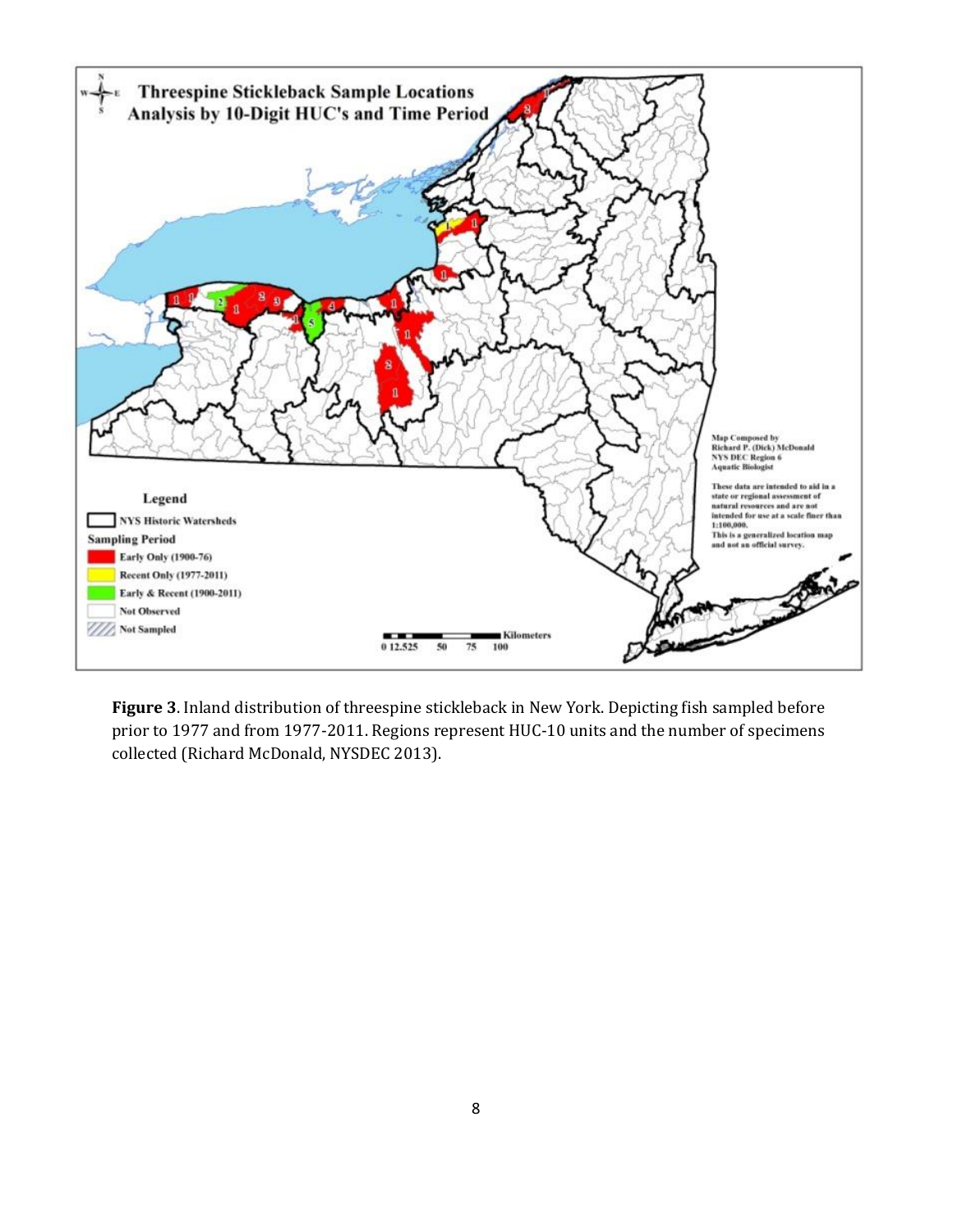**Figure 3**. Inland distribution of threespine stickleback in New York. Depicting fish sampled before prior to 1977 and from 1977-2011. Regions represent HUC-10 units and the number of specimens collected (Richard McDonald, NYSDEC 2013).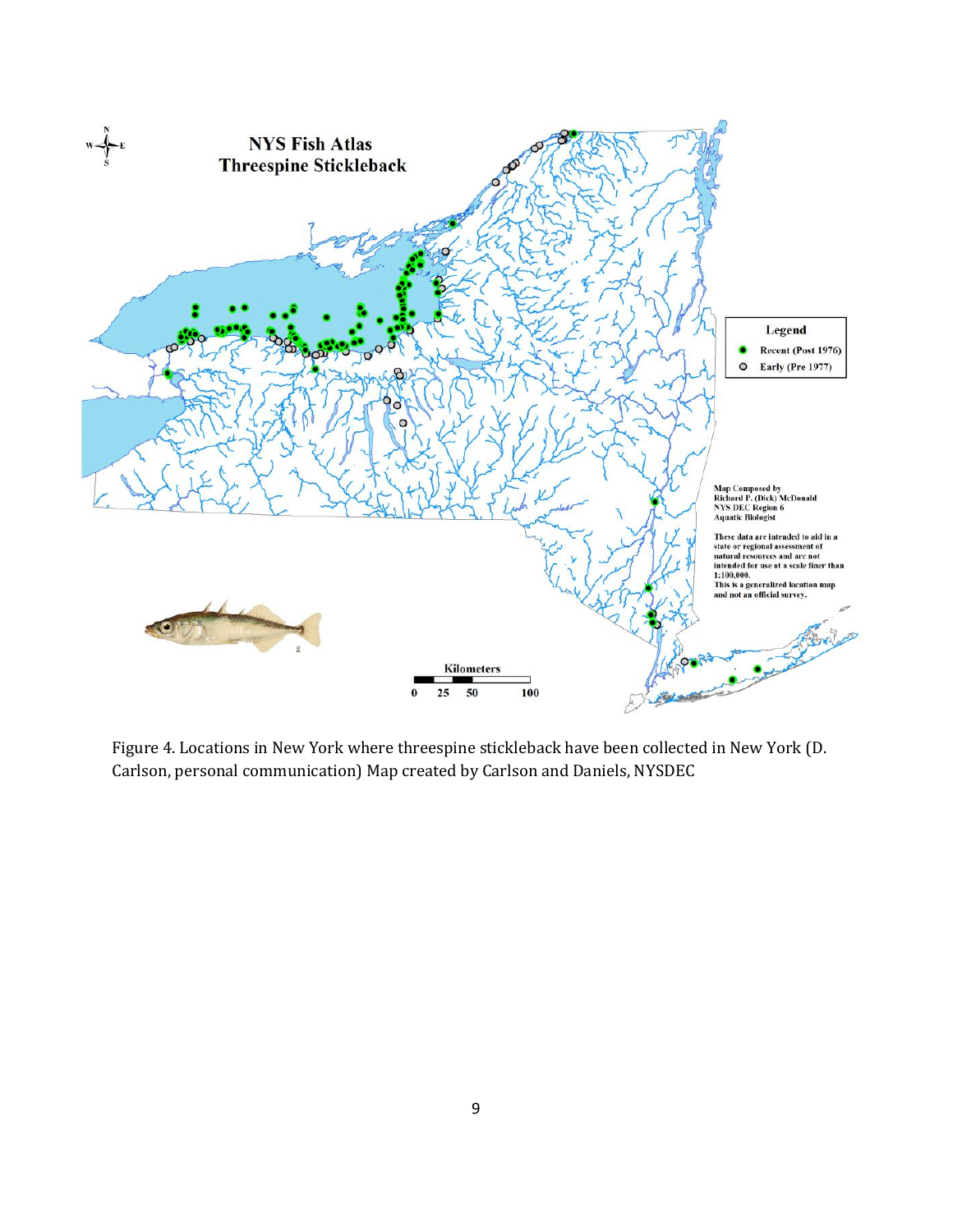Figure 4. Locations in New York where threespine stickleback have been collected in New York (D. Carlson, personal communication) Map created by Carlson and Daniels, NYSDEC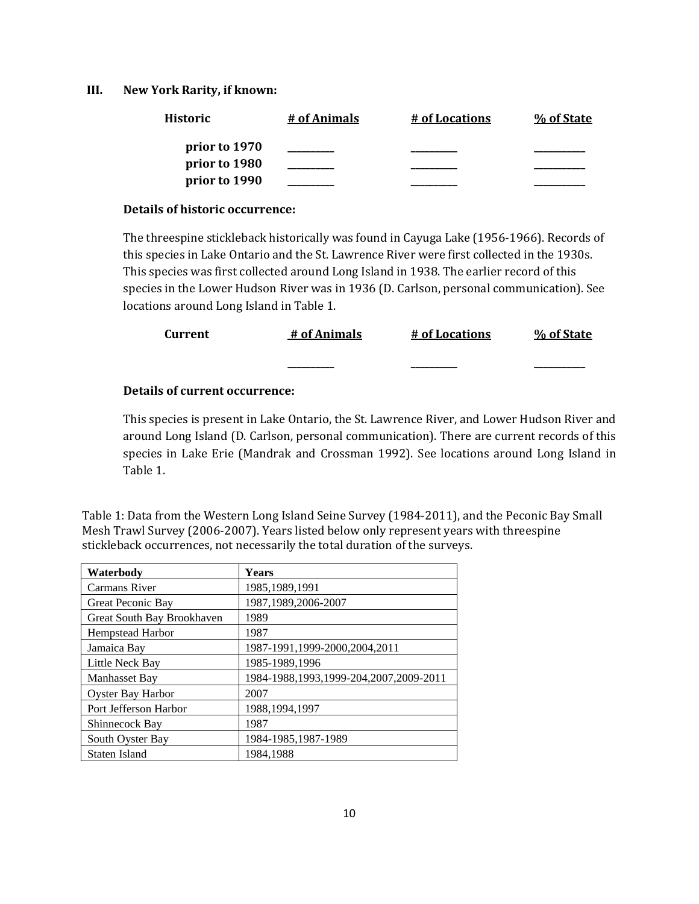### III. New York Rarity, if known:

| Historic | # of Animals | # of Locations | % of State |
|---|---|---|---|
| prior to 1970 | _________ | _________ | __________ |
| prior to 1980 | _________ | _________ | __________ |
| prior to 1990 | _________ | _________ | __________ |

**Details of historic occurrence:**

The threespine stickleback historically was found in Cayuga Lake (1956-1966). Records of this species in Lake Ontario and the St. Lawrence River were first collected in the 1930s. This species was first collected around Long Island in 1938. The earlier record of this species in the Lower Hudson River was in 1936 (D. Carlson, personal communication). See locations around Long Island in Table 1.

| Current | # of Animals | # of Locations | % of State |
|---|---|---|---|
| | _________ | _________ | __________ |

**Details of current occurrence:**

This species is present in Lake Ontario, the St. Lawrence River, and Lower Hudson River and around Long Island (D. Carlson, personal communication). There are current records of this species in Lake Erie (Mandrak and Crossman 1992). See locations around Long Island in Table 1.

Table 1: Data from the Western Long Island Seine Survey (1984-2011), and the Peconic Bay Small Mesh Trawl Survey (2006-2007). Years listed below only represent years with threespine stickleback occurrences, not necessarily the total duration of the surveys.

| Waterbody | Years |
|---|---|
| Carmans River | 1985,1989,1991 |
| Great Peconic Bay | 1987,1989,2006-2007 |
| Great South Bay Brookhaven | 1989 |
| Hempstead Harbor | 1987 |
| Jamaica Bay | 1987-1991,1999-2000,2004,2011 |
| Little Neck Bay | 1985-1989,1996 |
| Manhasset Bay | 1984-1988,1993,1999-204,2007,2009-2011 |
| Oyster Bay Harbor | 2007 |
| Port Jefferson Harbor | 1988,1994,1997 |
| Shinnecock Bay | 1987 |
| South Oyster Bay | 1984-1985,1987-1989 |
| Staten Island | 1984,1988 |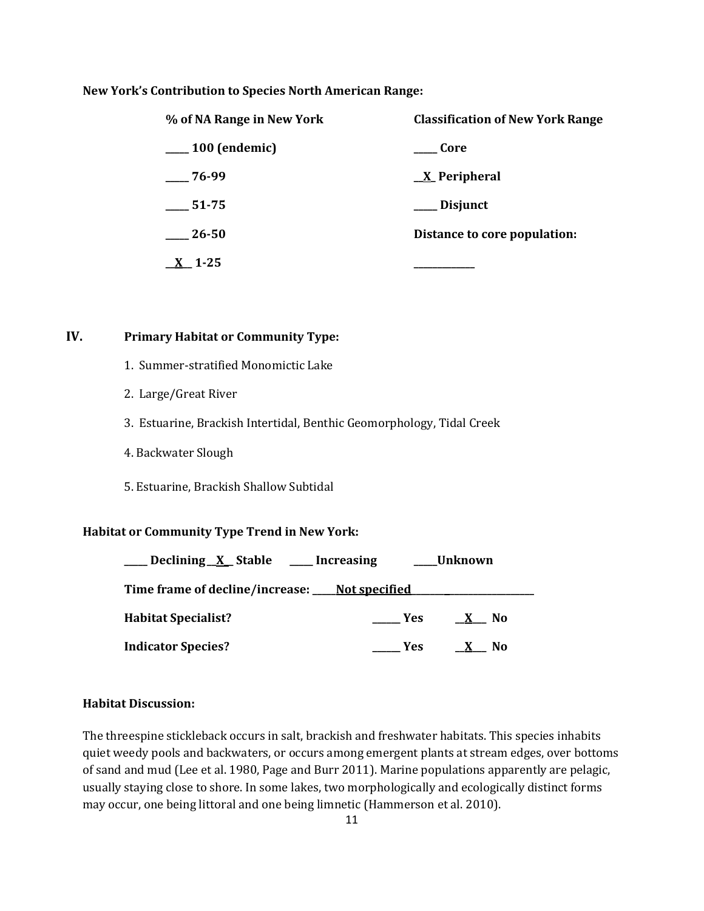**New York's Contribution to Species North American Range:**

| % of NA Range in New York | Classification of New York Range |
|---|---|
| _____ 100 (endemic) | _____ Core |
| _____ 76-99 | __X_ Peripheral |
| _____ 51-75 | _____ Disjunct |
| _____ 26-50 | Distance to core population: |
| __X__ 1-25 | _____________ |

## IV. Primary Habitat or Community Type:

1. Summer-stratified Monomictic Lake
2. Large/Great River
3. Estuarine, Brackish Intertidal, Benthic Geomorphology, Tidal Creek
4. Backwater Slough
5. Estuarine, Brackish Shallow Subtidal

**Habitat or Community Type Trend in New York:**

_____ Declining __X__ Stable _____ Increasing _____Unknown

**Time frame of decline/increase:** _____Not specified_____________________

**Habitat Specialist?** ______ Yes __X___ No

**Indicator Species?** ______ Yes __X___ No

**Habitat Discussion:**

The threespine stickleback occurs in salt, brackish and freshwater habitats. This species inhabits quiet weedy pools and backwaters, or occurs among emergent plants at stream edges, over bottoms of sand and mud (Lee et al. 1980, Page and Burr 2011). Marine populations apparently are pelagic, usually staying close to shore. In some lakes, two morphologically and ecologically distinct forms may occur, one being littoral and one being limnetic (Hammerson et al. 2010).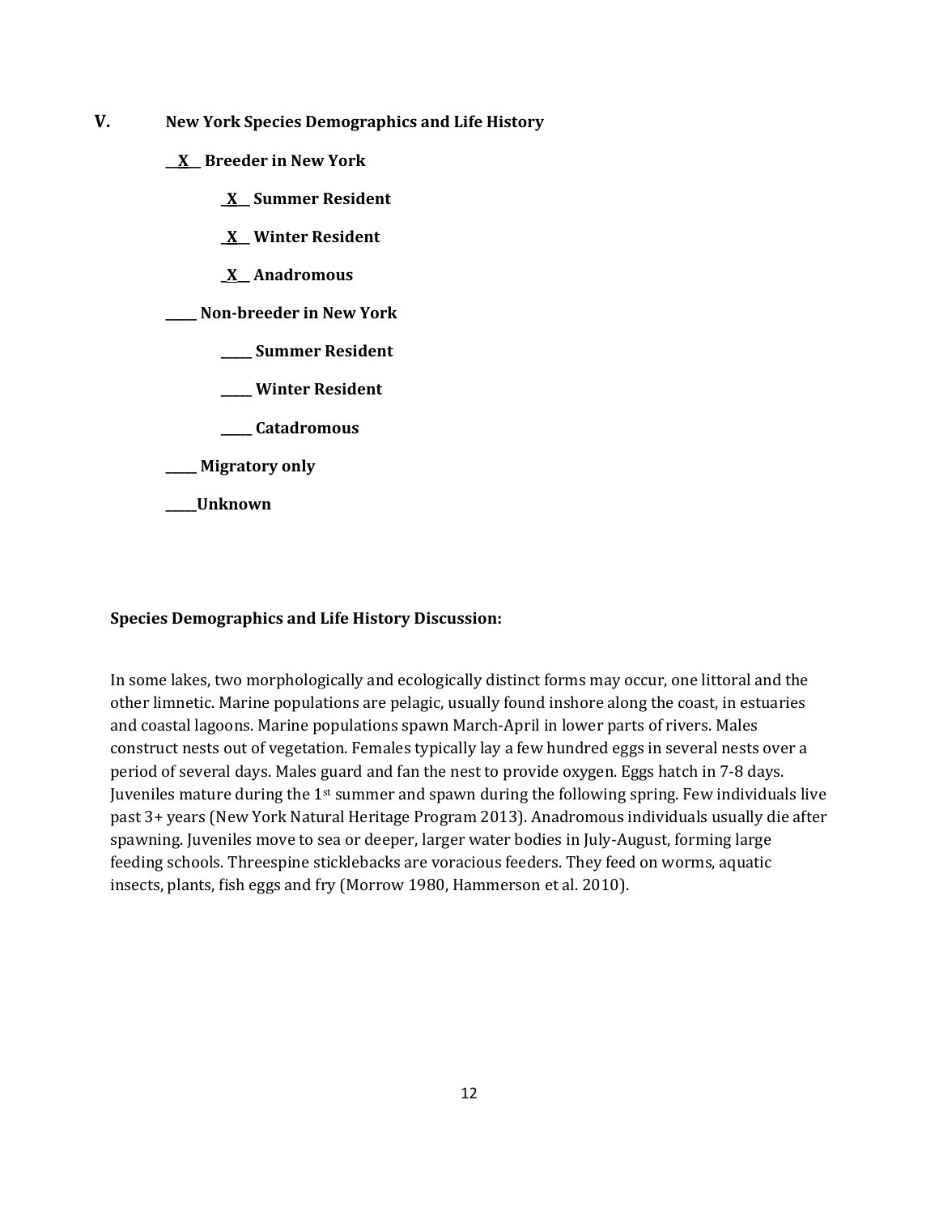## V. New York Species Demographics and Life History

**\_\_X\_\_ Breeder in New York**

- **\_X\_\_ Summer Resident**
- **\_X\_\_ Winter Resident**
- **\_X\_\_ Anadromous**

**\_\_\_\_\_ Non-breeder in New York**

- **\_\_\_\_\_ Summer Resident**
- **\_\_\_\_\_ Winter Resident**
- **\_\_\_\_\_ Catadromous**

**\_\_\_\_\_ Migratory only**

**\_\_\_\_\_Unknown**

**Species Demographics and Life History Discussion:**

In some lakes, two morphologically and ecologically distinct forms may occur, one littoral and the other limnetic. Marine populations are pelagic, usually found inshore along the coast, in estuaries and coastal lagoons. Marine populations spawn March-April in lower parts of rivers. Males construct nests out of vegetation. Females typically lay a few hundred eggs in several nests over a period of several days. Males guard and fan the nest to provide oxygen. Eggs hatch in 7-8 days. Juveniles mature during the 1st summer and spawn during the following spring. Few individuals live past 3+ years (New York Natural Heritage Program 2013). Anadromous individuals usually die after spawning. Juveniles move to sea or deeper, larger water bodies in July-August, forming large feeding schools. Threespine sticklebacks are voracious feeders. They feed on worms, aquatic insects, plants, fish eggs and fry (Morrow 1980, Hammerson et al. 2010).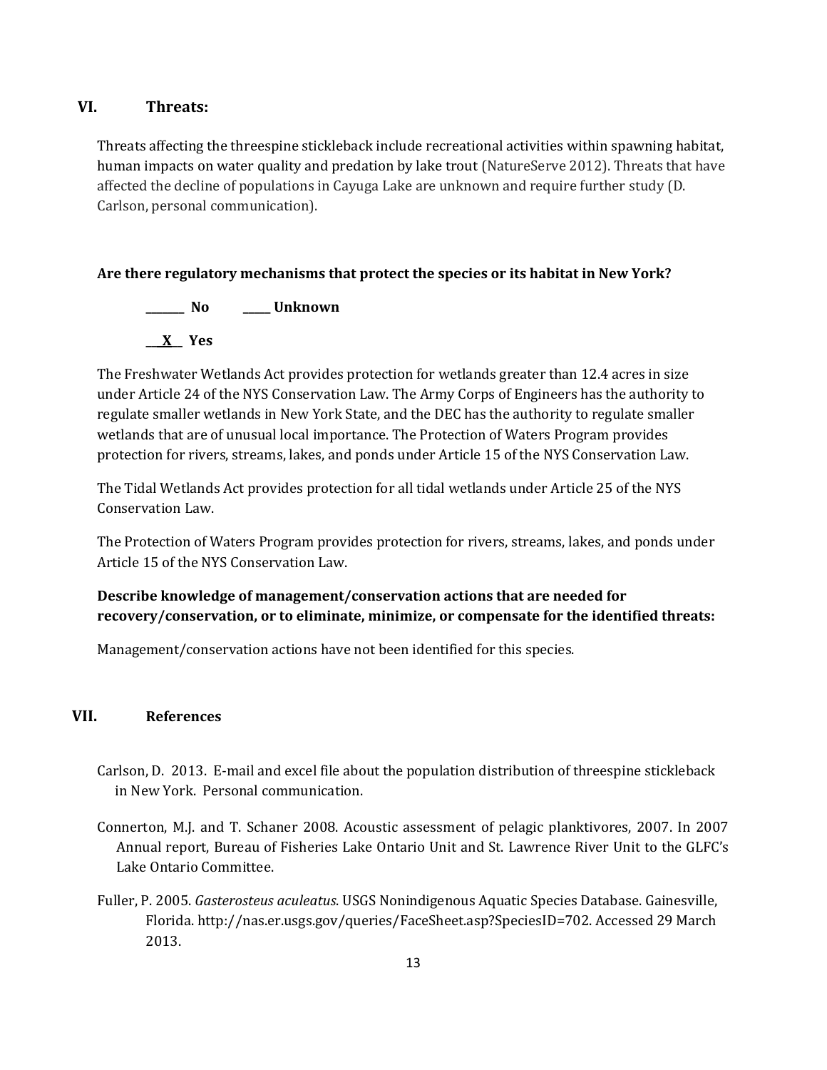## VI. Threats:

Threats affecting the threespine stickleback include recreational activities within spawning habitat, human impacts on water quality and predation by lake trout (NatureServe 2012). Threats that have affected the decline of populations in Cayuga Lake are unknown and require further study (D. Carlson, personal communication).

**Are there regulatory mechanisms that protect the species or its habitat in New York?**

**_______ No &nbsp;&nbsp;&nbsp;&nbsp;&nbsp; _____ Unknown**

**__X__ Yes**

The Freshwater Wetlands Act provides protection for wetlands greater than 12.4 acres in size under Article 24 of the NYS Conservation Law. The Army Corps of Engineers has the authority to regulate smaller wetlands in New York State, and the DEC has the authority to regulate smaller wetlands that are of unusual local importance. The Protection of Waters Program provides protection for rivers, streams, lakes, and ponds under Article 15 of the NYS Conservation Law.

The Tidal Wetlands Act provides protection for all tidal wetlands under Article 25 of the NYS Conservation Law.

The Protection of Waters Program provides protection for rivers, streams, lakes, and ponds under Article 15 of the NYS Conservation Law.

**Describe knowledge of management/conservation actions that are needed for recovery/conservation, or to eliminate, minimize, or compensate for the identified threats:**

Management/conservation actions have not been identified for this species.

## VII. References

Carlson, D. 2013. E-mail and excel file about the population distribution of threespine stickleback in New York. Personal communication.

Connerton, M.J. and T. Schaner 2008. Acoustic assessment of pelagic planktivores, 2007. In 2007 Annual report, Bureau of Fisheries Lake Ontario Unit and St. Lawrence River Unit to the GLFC's Lake Ontario Committee.

Fuller, P. 2005. *Gasterosteus aculeatus*. USGS Nonindigenous Aquatic Species Database. Gainesville, Florida. http://nas.er.usgs.gov/queries/FaceSheet.asp?SpeciesID=702. Accessed 29 March 2013.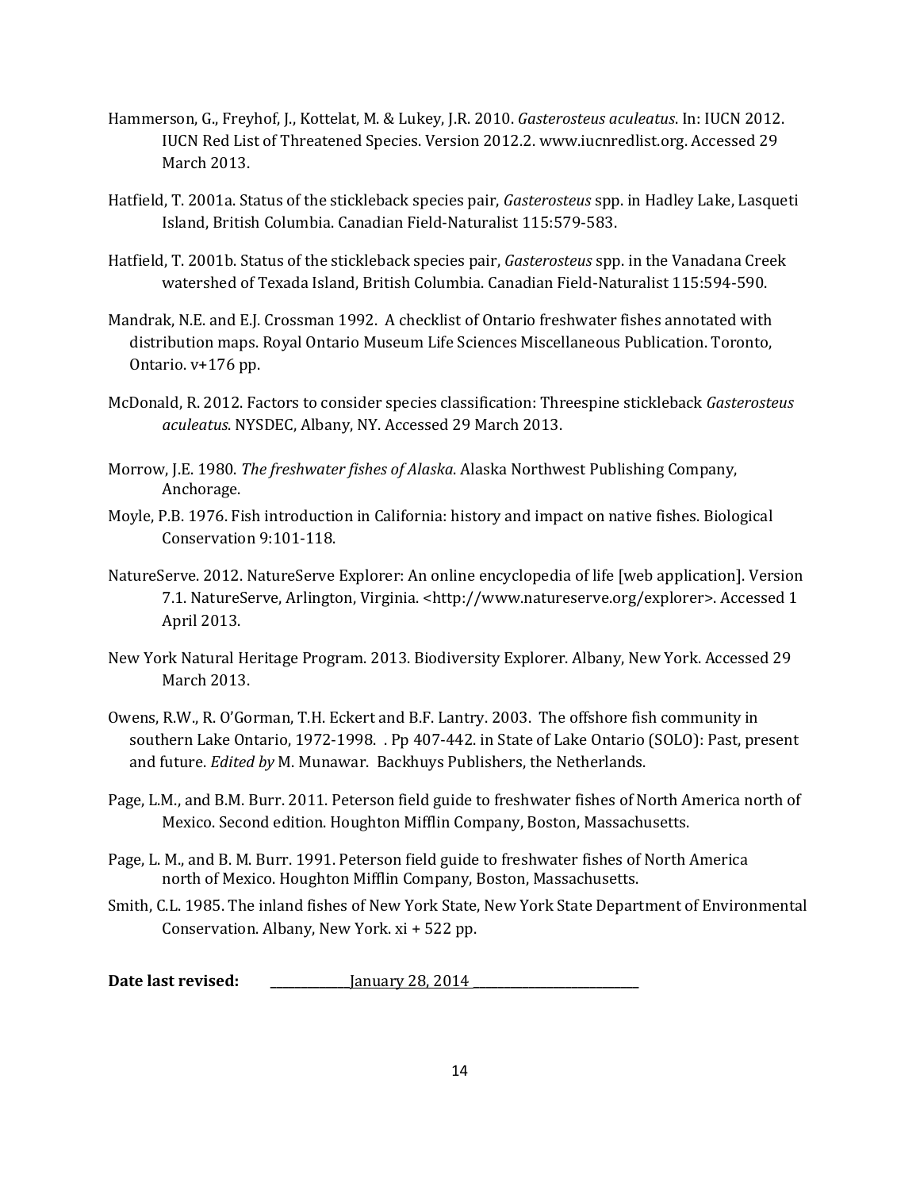Hammerson, G., Freyhof, J., Kottelat, M. & Lukey, J.R. 2010. *Gasterosteus aculeatus*. In: IUCN 2012. IUCN Red List of Threatened Species. Version 2012.2. www.iucnredlist.org. Accessed 29 March 2013.

Hatfield, T. 2001a. Status of the stickleback species pair, *Gasterosteus* spp. in Hadley Lake, Lasqueti Island, British Columbia. Canadian Field-Naturalist 115:579-583.

Hatfield, T. 2001b. Status of the stickleback species pair, *Gasterosteus* spp. in the Vanadana Creek watershed of Texada Island, British Columbia. Canadian Field-Naturalist 115:594-590.

Mandrak, N.E. and E.J. Crossman 1992. A checklist of Ontario freshwater fishes annotated with distribution maps. Royal Ontario Museum Life Sciences Miscellaneous Publication. Toronto, Ontario. v+176 pp.

McDonald, R. 2012. Factors to consider species classification: Threespine stickleback *Gasterosteus aculeatus*. NYSDEC, Albany, NY. Accessed 29 March 2013.

Morrow, J.E. 1980. *The freshwater fishes of Alaska*. Alaska Northwest Publishing Company, Anchorage.

Moyle, P.B. 1976. Fish introduction in California: history and impact on native fishes. Biological Conservation 9:101-118.

NatureServe. 2012. NatureServe Explorer: An online encyclopedia of life [web application]. Version 7.1. NatureServe, Arlington, Virginia. <http://www.natureserve.org/explorer>. Accessed 1 April 2013.

New York Natural Heritage Program. 2013. Biodiversity Explorer. Albany, New York. Accessed 29 March 2013.

Owens, R.W., R. O'Gorman, T.H. Eckert and B.F. Lantry. 2003. The offshore fish community in southern Lake Ontario, 1972-1998. . Pp 407-442. in State of Lake Ontario (SOLO): Past, present and future. *Edited by* M. Munawar. Backhuys Publishers, the Netherlands.

Page, L.M., and B.M. Burr. 2011. Peterson field guide to freshwater fishes of North America north of Mexico. Second edition. Houghton Mifflin Company, Boston, Massachusetts.

Page, L. M., and B. M. Burr. 1991. Peterson field guide to freshwater fishes of North America north of Mexico. Houghton Mifflin Company, Boston, Massachusetts.

Smith, C.L. 1985. The inland fishes of New York State, New York State Department of Environmental Conservation. Albany, New York. xi + 522 pp.

**Date last revised:** January 28, 2014